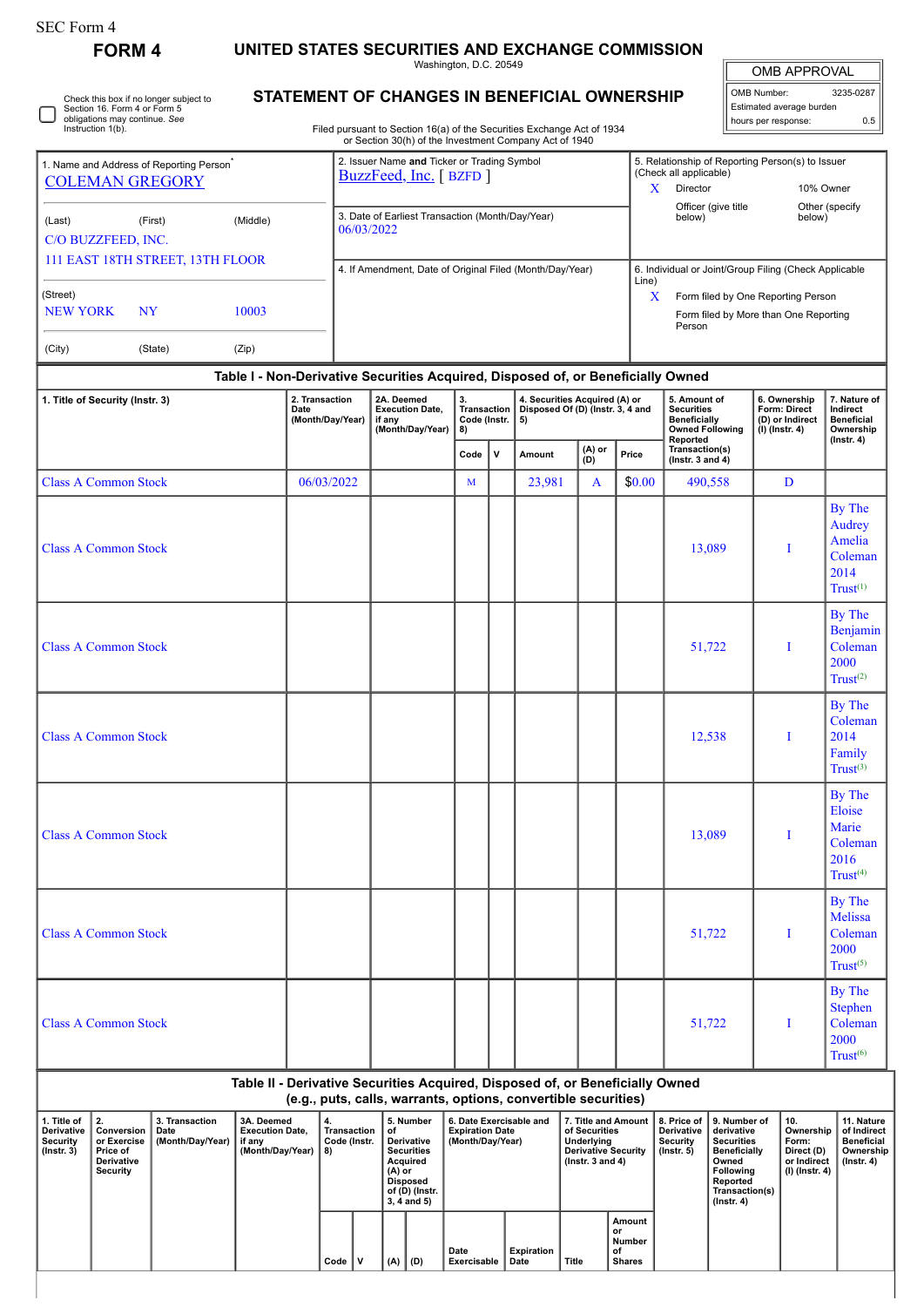SEC Form 4

# FORM 4

## UNITED STATES SECURITIES AND EXCHANGE COMMISSION

Washington, D.C. 20549

## STATEMENT OF CHANGES IN BENEFICIAL OWNERSHIP

Filed pursuant to Section 16(a) of the Securities Exchange Act of 1934 or Section 30(h) of the Investment Company Act of 1940

| OMB APPROVAL | |
|---|---|
| OMB Number: | 3235-0287 |
| Estimated average burden | |
| hours per response: | 0.5 |

☐ Check this box if no longer subject to Section 16. Form 4 or Form 5 obligations may continue. *See* Instruction 1(b).

| 1. Name and Address of Reporting Person* | 2. Issuer Name **and** Ticker or Trading Symbol | 5. Relationship of Reporting Person(s) to Issuer (Check all applicable) |
|---|---|---|
| COLEMAN GREGORY | BuzzFeed, Inc. [ BZFD ] | X Director / 10% Owner / Officer (give title below) / Other (specify below) |
| (Last) (First) (Middle) | 3. Date of Earliest Transaction (Month/Day/Year) | |
| C/O BUZZFEED, INC. 111 EAST 18TH STREET, 13TH FLOOR | 06/03/2022 | |
| (Street) | 4. If Amendment, Date of Original Filed (Month/Day/Year) | 6. Individual or Joint/Group Filing (Check Applicable Line) |
| NEW YORK NY 10003 | | X Form filed by One Reporting Person / Form filed by More than One Reporting Person |
| (City) (State) (Zip) | | |

### Table I - Non-Derivative Securities Acquired, Disposed of, or Beneficially Owned

| 1. Title of Security (Instr. 3) | 2. Transaction Date (Month/Day/Year) | 2A. Deemed Execution Date, if any (Month/Day/Year) | 3. Transaction Code (Instr. 8) | | 4. Securities Acquired (A) or Disposed Of (D) (Instr. 3, 4 and 5) | | | 5. Amount of Securities Beneficially Owned Following Reported Transaction(s) (Instr. 3 and 4) | 6. Ownership Form: Direct (D) or Indirect (I) (Instr. 4) | 7. Nature of Indirect Beneficial Ownership (Instr. 4) |
|---|---|---|---|---|---|---|---|---|---|---|
| | | | Code | V | Amount | (A) or (D) | Price | | | |
| Class A Common Stock | 06/03/2022 | | M | | 23,981 | A | $0.00 | 490,558 | D | |
| Class A Common Stock | | | | | | | | 13,089 | I | By The Audrey Amelia Coleman 2014 Trust[1] |
| Class A Common Stock | | | | | | | | 51,722 | I | By The Benjamin Coleman 2000 Trust[2] |
| Class A Common Stock | | | | | | | | 12,538 | I | By The Coleman 2014 Family Trust[3] |
| Class A Common Stock | | | | | | | | 13,089 | I | By The Eloise Marie Coleman 2016 Trust[4] |
| Class A Common Stock | | | | | | | | 51,722 | I | By The Melissa Coleman 2000 Trust[5] |
| Class A Common Stock | | | | | | | | 51,722 | I | By The Stephen Coleman 2000 Trust[6] |

### Table II - Derivative Securities Acquired, Disposed of, or Beneficially Owned (e.g., puts, calls, warrants, options, convertible securities)

| 1. Title of Derivative Security (Instr. 3) | 2. Conversion or Exercise Price of Derivative Security | 3. Transaction Date (Month/Day/Year) | 3A. Deemed Execution Date, if any (Month/Day/Year) | 4. Transaction Code (Instr. 8) | | 5. Number of Derivative Securities Acquired (A) or Disposed of (D) (Instr. 3, 4 and 5) | | 6. Date Exercisable and Expiration Date (Month/Day/Year) | | 7. Title and Amount of Securities Underlying Derivative Security (Instr. 3 and 4) | | 8. Price of Derivative Security (Instr. 5) | 9. Number of derivative Securities Beneficially Owned Following Reported Transaction(s) (Instr. 4) | 10. Ownership Form: Direct (D) or Indirect (I) (Instr. 4) | 11. Nature of Indirect Beneficial Ownership (Instr. 4) |
|---|---|---|---|---|---|---|---|---|---|---|---|---|---|---|---|
| | | | | Code | V | (A) | (D) | Date Exercisable | Expiration Date | Title | Amount or Number of Shares | | | | |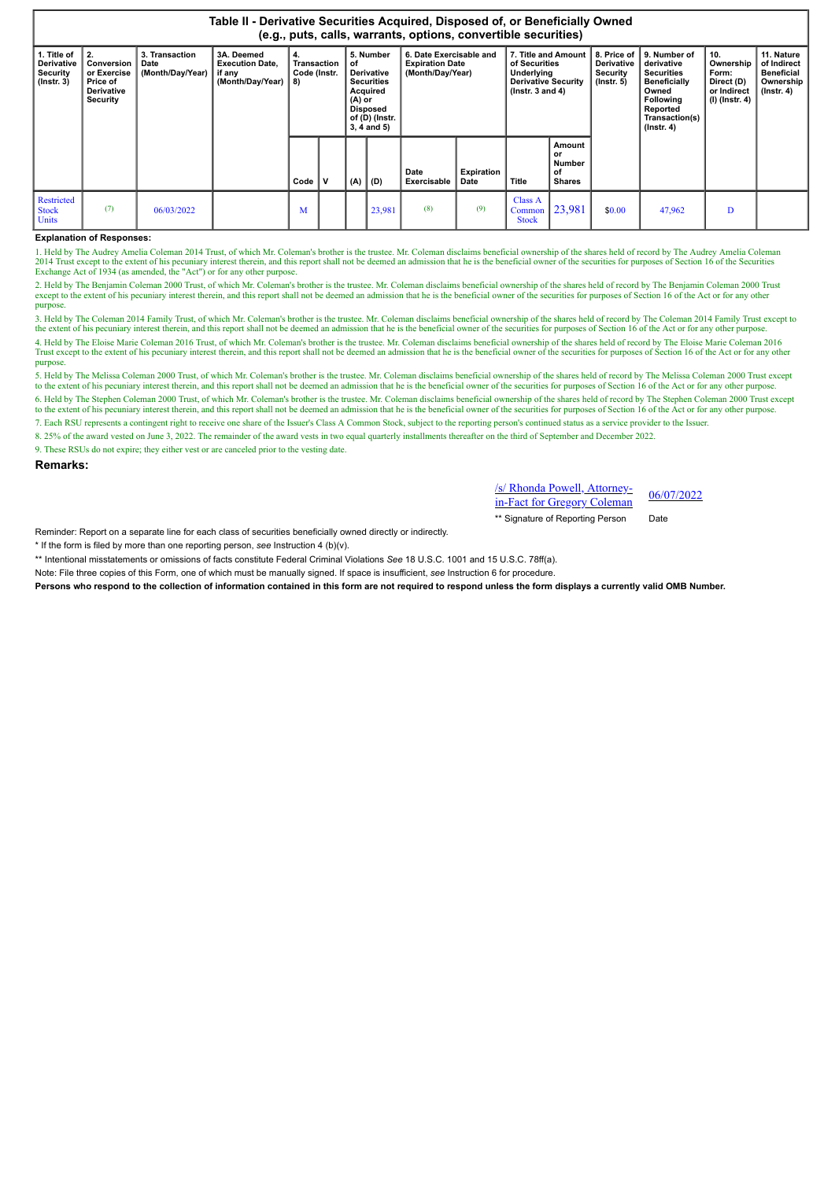# Table II - Derivative Securities Acquired, Disposed of, or Beneficially Owned (e.g., puts, calls, warrants, options, convertible securities)

| 1. Title of Derivative Security (Instr. 3) | 2. Conversion or Exercise Price of Derivative Security | 3. Transaction Date (Month/Day/Year) | 3A. Deemed Execution Date, if any (Month/Day/Year) | 4. Transaction Code (Instr. 8) | | 5. Number of Derivative Securities Acquired (A) or Disposed of (D) (Instr. 3, 4 and 5) | | 6. Date Exercisable and Expiration Date (Month/Day/Year) | | 7. Title and Amount of Securities Underlying Derivative Security (Instr. 3 and 4) | | 8. Price of Derivative Security (Instr. 5) | 9. Number of derivative Securities Beneficially Owned Following Reported Transaction(s) (Instr. 4) | 10. Ownership Form: Direct (D) or Indirect (I) (Instr. 4) | 11. Nature of Indirect Beneficial Ownership (Instr. 4) |
|---|---|---|---|---|---|---|---|---|---|---|---|---|---|---|---|
| | | | | Code | V | (A) | (D) | Date Exercisable | Expiration Date | Title | Amount or Number of Shares | | | | |
| Restricted Stock Units | (7) | 06/03/2022 | | M | | | 23,981 | (8) | (9) | Class A Common Stock | 23,981 | $0.00 | 47,962 | D | |

**Explanation of Responses:**

1. Held by The Audrey Amelia Coleman 2014 Trust, of which Mr. Coleman's brother is the trustee. Mr. Coleman disclaims beneficial ownership of the shares held of record by The Audrey Amelia Coleman 2014 Trust except to the extent of his pecuniary interest therein, and this report shall not be deemed an admission that he is the beneficial owner of the securities for purposes of Section 16 of the Securities Exchange Act of 1934 (as amended, the "Act") or for any other purpose.

2. Held by The Benjamin Coleman 2000 Trust, of which Mr. Coleman's brother is the trustee. Mr. Coleman disclaims beneficial ownership of the shares held of record by The Benjamin Coleman 2000 Trust except to the extent of his pecuniary interest therein, and this report shall not be deemed an admission that he is the beneficial owner of the securities for purposes of Section 16 of the Act or for any other purpose.

3. Held by The Coleman 2014 Family Trust, of which Mr. Coleman's brother is the trustee. Mr. Coleman disclaims beneficial ownership of the shares held of record by The Coleman 2014 Family Trust except to the extent of his pecuniary interest therein, and this report shall not be deemed an admission that he is the beneficial owner of the securities for purposes of Section 16 of the Act or for any other purpose.

4. Held by The Eloise Marie Coleman 2016 Trust, of which Mr. Coleman's brother is the trustee. Mr. Coleman disclaims beneficial ownership of the shares held of record by The Eloise Marie Coleman 2016 Trust except to the extent of his pecuniary interest therein, and this report shall not be deemed an admission that he is the beneficial owner of the securities for purposes of Section 16 of the Act or for any other purpose.

5. Held by The Melissa Coleman 2000 Trust, of which Mr. Coleman's brother is the trustee. Mr. Coleman disclaims beneficial ownership of the shares held of record by The Melissa Coleman 2000 Trust except to the extent of his pecuniary interest therein, and this report shall not be deemed an admission that he is the beneficial owner of the securities for purposes of Section 16 of the Act or for any other purpose.

6. Held by The Stephen Coleman 2000 Trust, of which Mr. Coleman's brother is the trustee. Mr. Coleman disclaims beneficial ownership of the shares held of record by The Stephen Coleman 2000 Trust except to the extent of his pecuniary interest therein, and this report shall not be deemed an admission that he is the beneficial owner of the securities for purposes of Section 16 of the Act or for any other purpose.

7. Each RSU represents a contingent right to receive one share of the Issuer's Class A Common Stock, subject to the reporting person's continued status as a service provider to the Issuer.

8. 25% of the award vested on June 3, 2022. The remainder of the award vests in two equal quarterly installments thereafter on the third of September and December 2022.

9. These RSUs do not expire; they either vest or are canceled prior to the vesting date.

**Remarks:**

/s/ Rhonda Powell, Attorney-in-Fact for Gregory Coleman — 06/07/2022

** Signature of Reporting Person — Date

Reminder: Report on a separate line for each class of securities beneficially owned directly or indirectly.

* If the form is filed by more than one reporting person, *see* Instruction 4 (b)(v).

** Intentional misstatements or omissions of facts constitute Federal Criminal Violations *See* 18 U.S.C. 1001 and 15 U.S.C. 78ff(a).

Note: File three copies of this Form, one of which must be manually signed. If space is insufficient, *see* Instruction 6 for procedure.

**Persons who respond to the collection of information contained in this form are not required to respond unless the form displays a currently valid OMB Number.**